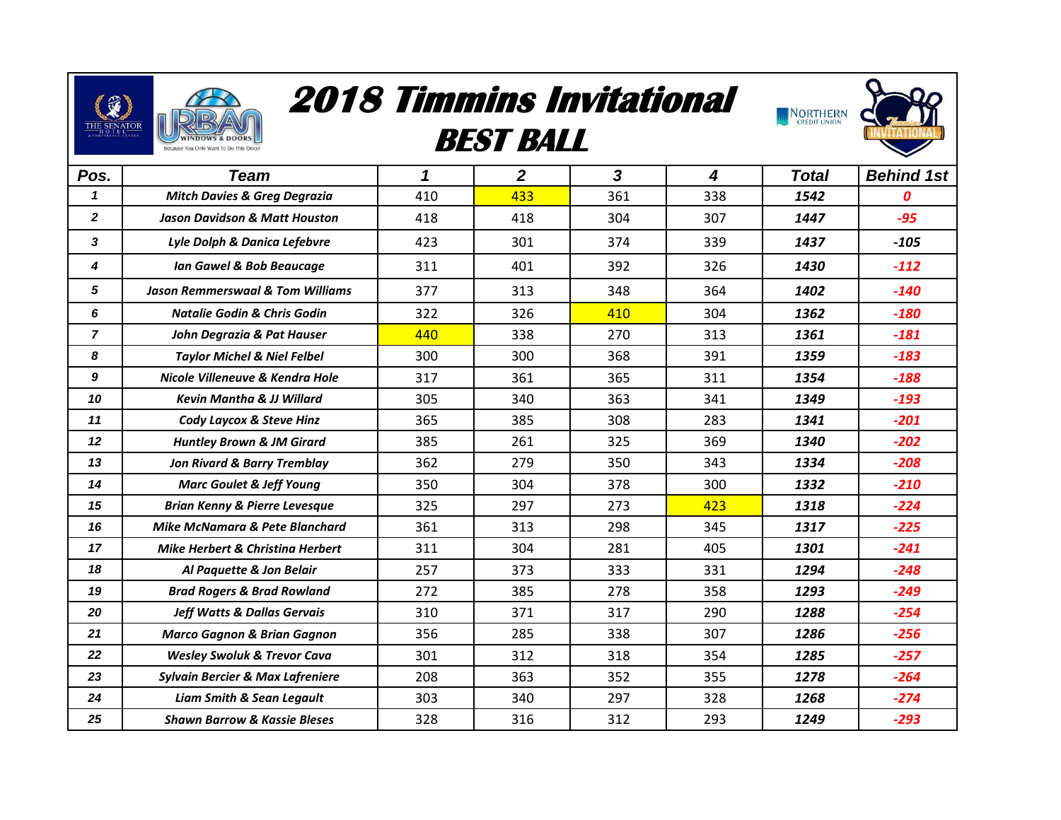# 2018 Timmins Invitational

## BEST BALL

| Pos. | Team | 1 | 2 | 3 | 4 | Total | Behind 1st |
|---|---|---|---|---|---|---|---|
| 1 | Mitch Davies & Greg Degrazia | 410 | 433 | 361 | 338 | 1542 | 0 |
| 2 | Jason Davidson & Matt Houston | 418 | 418 | 304 | 307 | 1447 | -95 |
| 3 | Lyle Dolph & Danica Lefebvre | 423 | 301 | 374 | 339 | 1437 | -105 |
| 4 | Ian Gawel & Bob Beaucage | 311 | 401 | 392 | 326 | 1430 | -112 |
| 5 | Jason Remmerswaal & Tom Williams | 377 | 313 | 348 | 364 | 1402 | -140 |
| 6 | Natalie Godin & Chris Godin | 322 | 326 | 410 | 304 | 1362 | -180 |
| 7 | John Degrazia & Pat Hauser | 440 | 338 | 270 | 313 | 1361 | -181 |
| 8 | Taylor Michel & Niel Felbel | 300 | 300 | 368 | 391 | 1359 | -183 |
| 9 | Nicole Villeneuve & Kendra Hole | 317 | 361 | 365 | 311 | 1354 | -188 |
| 10 | Kevin Mantha & JJ Willard | 305 | 340 | 363 | 341 | 1349 | -193 |
| 11 | Cody Laycox & Steve Hinz | 365 | 385 | 308 | 283 | 1341 | -201 |
| 12 | Huntley Brown & JM Girard | 385 | 261 | 325 | 369 | 1340 | -202 |
| 13 | Jon Rivard & Barry Tremblay | 362 | 279 | 350 | 343 | 1334 | -208 |
| 14 | Marc Goulet & Jeff Young | 350 | 304 | 378 | 300 | 1332 | -210 |
| 15 | Brian Kenny & Pierre Levesque | 325 | 297 | 273 | 423 | 1318 | -224 |
| 16 | Mike McNamara & Pete Blanchard | 361 | 313 | 298 | 345 | 1317 | -225 |
| 17 | Mike Herbert & Christina Herbert | 311 | 304 | 281 | 405 | 1301 | -241 |
| 18 | Al Paquette & Jon Belair | 257 | 373 | 333 | 331 | 1294 | -248 |
| 19 | Brad Rogers & Brad Rowland | 272 | 385 | 278 | 358 | 1293 | -249 |
| 20 | Jeff Watts & Dallas Gervais | 310 | 371 | 317 | 290 | 1288 | -254 |
| 21 | Marco Gagnon & Brian Gagnon | 356 | 285 | 338 | 307 | 1286 | -256 |
| 22 | Wesley Swoluk & Trevor Cava | 301 | 312 | 318 | 354 | 1285 | -257 |
| 23 | Sylvain Bercier & Max Lafreniere | 208 | 363 | 352 | 355 | 1278 | -264 |
| 24 | Liam Smith & Sean Legault | 303 | 340 | 297 | 328 | 1268 | -274 |
| 25 | Shawn Barrow & Kassie Bleses | 328 | 316 | 312 | 293 | 1249 | -293 |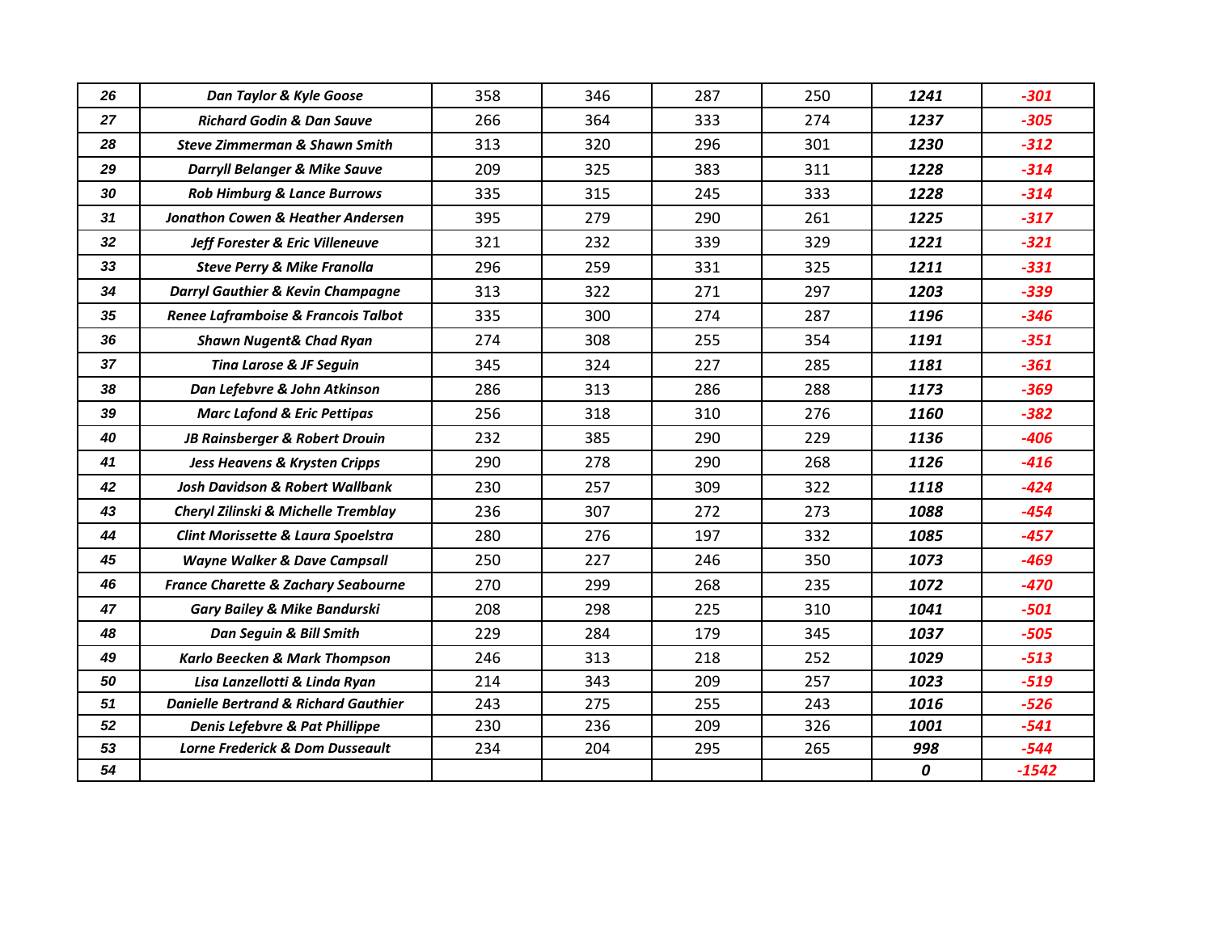| | | | | | | | |
|---|---|---|---|---|---|---|---|
| ***26*** | ***Dan Taylor & Kyle Goose*** | 358 | 346 | 287 | 250 | ***1241*** | ***-301*** |
| ***27*** | ***Richard Godin & Dan Sauve*** | 266 | 364 | 333 | 274 | ***1237*** | ***-305*** |
| ***28*** | ***Steve Zimmerman & Shawn Smith*** | 313 | 320 | 296 | 301 | ***1230*** | ***-312*** |
| ***29*** | ***Darryll Belanger & Mike Sauve*** | 209 | 325 | 383 | 311 | ***1228*** | ***-314*** |
| ***30*** | ***Rob Himburg & Lance Burrows*** | 335 | 315 | 245 | 333 | ***1228*** | ***-314*** |
| ***31*** | ***Jonathon Cowen & Heather Andersen*** | 395 | 279 | 290 | 261 | ***1225*** | ***-317*** |
| ***32*** | ***Jeff Forester & Eric Villeneuve*** | 321 | 232 | 339 | 329 | ***1221*** | ***-321*** |
| ***33*** | ***Steve Perry & Mike Franolla*** | 296 | 259 | 331 | 325 | ***1211*** | ***-331*** |
| ***34*** | ***Darryl Gauthier & Kevin Champagne*** | 313 | 322 | 271 | 297 | ***1203*** | ***-339*** |
| ***35*** | ***Renee Laframboise & Francois Talbot*** | 335 | 300 | 274 | 287 | ***1196*** | ***-346*** |
| ***36*** | ***Shawn Nugent& Chad Ryan*** | 274 | 308 | 255 | 354 | ***1191*** | ***-351*** |
| ***37*** | ***Tina Larose & JF Seguin*** | 345 | 324 | 227 | 285 | ***1181*** | ***-361*** |
| ***38*** | ***Dan Lefebvre & John Atkinson*** | 286 | 313 | 286 | 288 | ***1173*** | ***-369*** |
| ***39*** | ***Marc Lafond & Eric Pettipas*** | 256 | 318 | 310 | 276 | ***1160*** | ***-382*** |
| ***40*** | ***JB Rainsberger & Robert Drouin*** | 232 | 385 | 290 | 229 | ***1136*** | ***-406*** |
| ***41*** | ***Jess Heavens & Krysten Cripps*** | 290 | 278 | 290 | 268 | ***1126*** | ***-416*** |
| ***42*** | ***Josh Davidson & Robert Wallbank*** | 230 | 257 | 309 | 322 | ***1118*** | ***-424*** |
| ***43*** | ***Cheryl Zilinski & Michelle Tremblay*** | 236 | 307 | 272 | 273 | ***1088*** | ***-454*** |
| ***44*** | ***Clint Morissette & Laura Spoelstra*** | 280 | 276 | 197 | 332 | ***1085*** | ***-457*** |
| ***45*** | ***Wayne Walker & Dave Campsall*** | 250 | 227 | 246 | 350 | ***1073*** | ***-469*** |
| ***46*** | ***France Charette & Zachary Seabourne*** | 270 | 299 | 268 | 235 | ***1072*** | ***-470*** |
| ***47*** | ***Gary Bailey & Mike Bandurski*** | 208 | 298 | 225 | 310 | ***1041*** | ***-501*** |
| ***48*** | ***Dan Seguin & Bill Smith*** | 229 | 284 | 179 | 345 | ***1037*** | ***-505*** |
| ***49*** | ***Karlo Beecken & Mark Thompson*** | 246 | 313 | 218 | 252 | ***1029*** | ***-513*** |
| ***50*** | ***Lisa Lanzellotti & Linda Ryan*** | 214 | 343 | 209 | 257 | ***1023*** | ***-519*** |
| ***51*** | ***Danielle Bertrand & Richard Gauthier*** | 243 | 275 | 255 | 243 | ***1016*** | ***-526*** |
| ***52*** | ***Denis Lefebvre & Pat Phillippe*** | 230 | 236 | 209 | 326 | ***1001*** | ***-541*** |
| ***53*** | ***Lorne Frederick & Dom Dusseault*** | 234 | 204 | 295 | 265 | ***998*** | ***-544*** |
| ***54*** | | | | | | ***0*** | ***-1542*** |